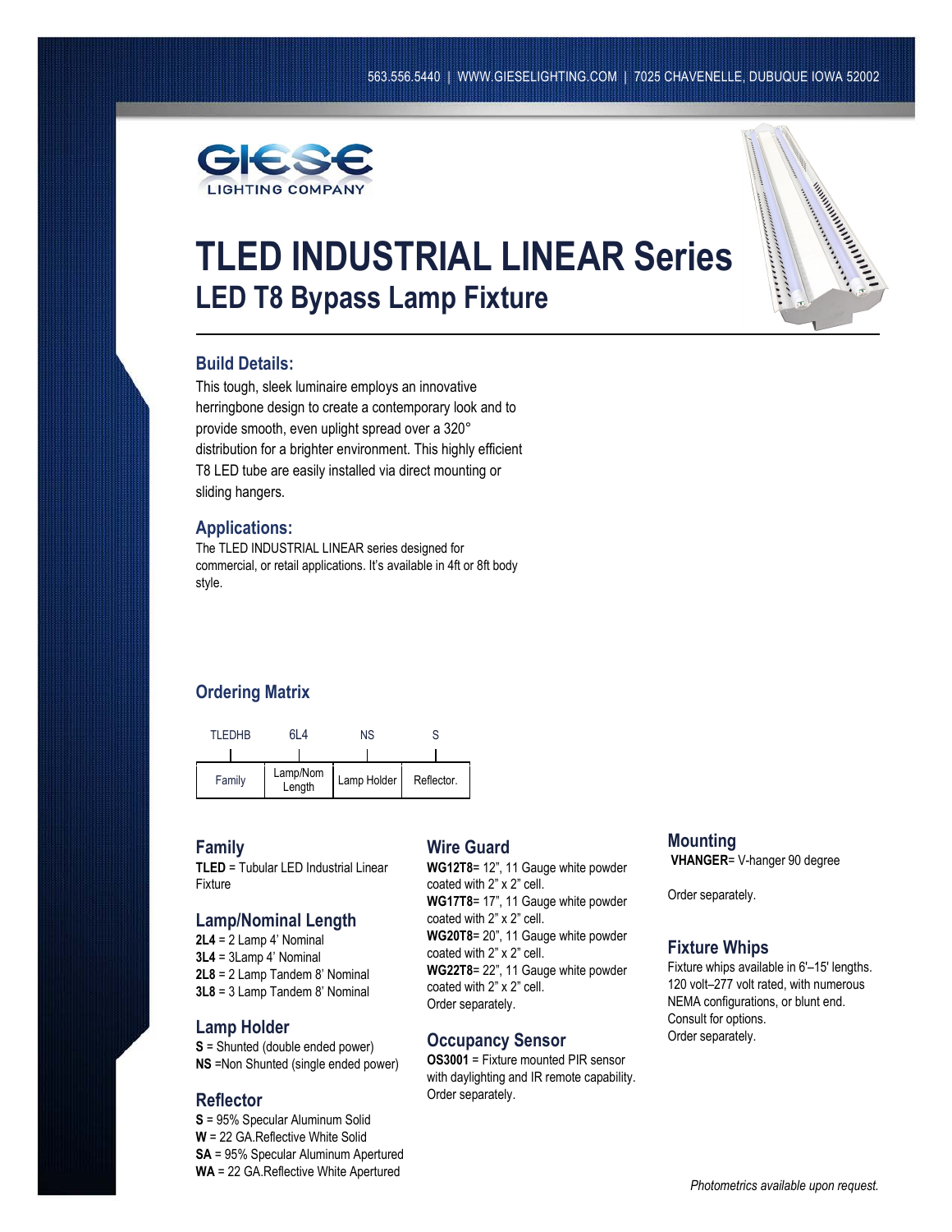563.556.5440 | WWW.GIESELIGHTING.COM | 7025 CHAVENELLE, DUBUQUE IOWA 52002

GIESE LIGHTING COMPANY

# TLED INDUSTRIAL LINEAR Series

## LED T8 Bypass Lamp Fixture

### Build Details:

This tough, sleek luminaire employs an innovative herringbone design to create a contemporary look and to provide smooth, even uplight spread over a 320° distribution for a brighter environment. This highly efficient T8 LED tube are easily installed via direct mounting or sliding hangers.

### Applications:

The TLED INDUSTRIAL LINEAR series designed for commercial, or retail applications. It's available in 4ft or 8ft body style.

### Ordering Matrix

| TLEDHB | 6L4 | NS | S |
|---|---|---|---|
| Family | Lamp/Nom Length | Lamp Holder | Reflector. |

### Family

**TLED** = Tubular LED Industrial Linear Fixture

### Lamp/Nominal Length

**2L4** = 2 Lamp 4' Nominal
**3L4** = 3Lamp 4' Nominal
**2L8** = 2 Lamp Tandem 8' Nominal
**3L8** = 3 Lamp Tandem 8' Nominal

### Lamp Holder

**S** = Shunted (double ended power)
**NS** =Non Shunted (single ended power)

### Reflector

**S** = 95% Specular Aluminum Solid
**W** = 22 GA.Reflective White Solid
**SA** = 95% Specular Aluminum Apertured
**WA** = 22 GA.Reflective White Apertured

### Wire Guard

**WG12T8**= 12", 11 Gauge white powder coated with 2" x 2" cell.
**WG17T8**= 17", 11 Gauge white powder coated with 2" x 2" cell.
**WG20T8**= 20", 11 Gauge white powder coated with 2" x 2" cell.
**WG22T8**= 22", 11 Gauge white powder coated with 2" x 2" cell.
Order separately.

### Occupancy Sensor

**OS3001** = Fixture mounted PIR sensor with daylighting and IR remote capability. Order separately.

### Mounting

**VHANGER**= V-hanger 90 degree

Order separately.

### Fixture Whips

Fixture whips available in 6'–15' lengths. 120 volt–277 volt rated, with numerous NEMA configurations, or blunt end. Consult for options. Order separately.

*Photometrics available upon request.*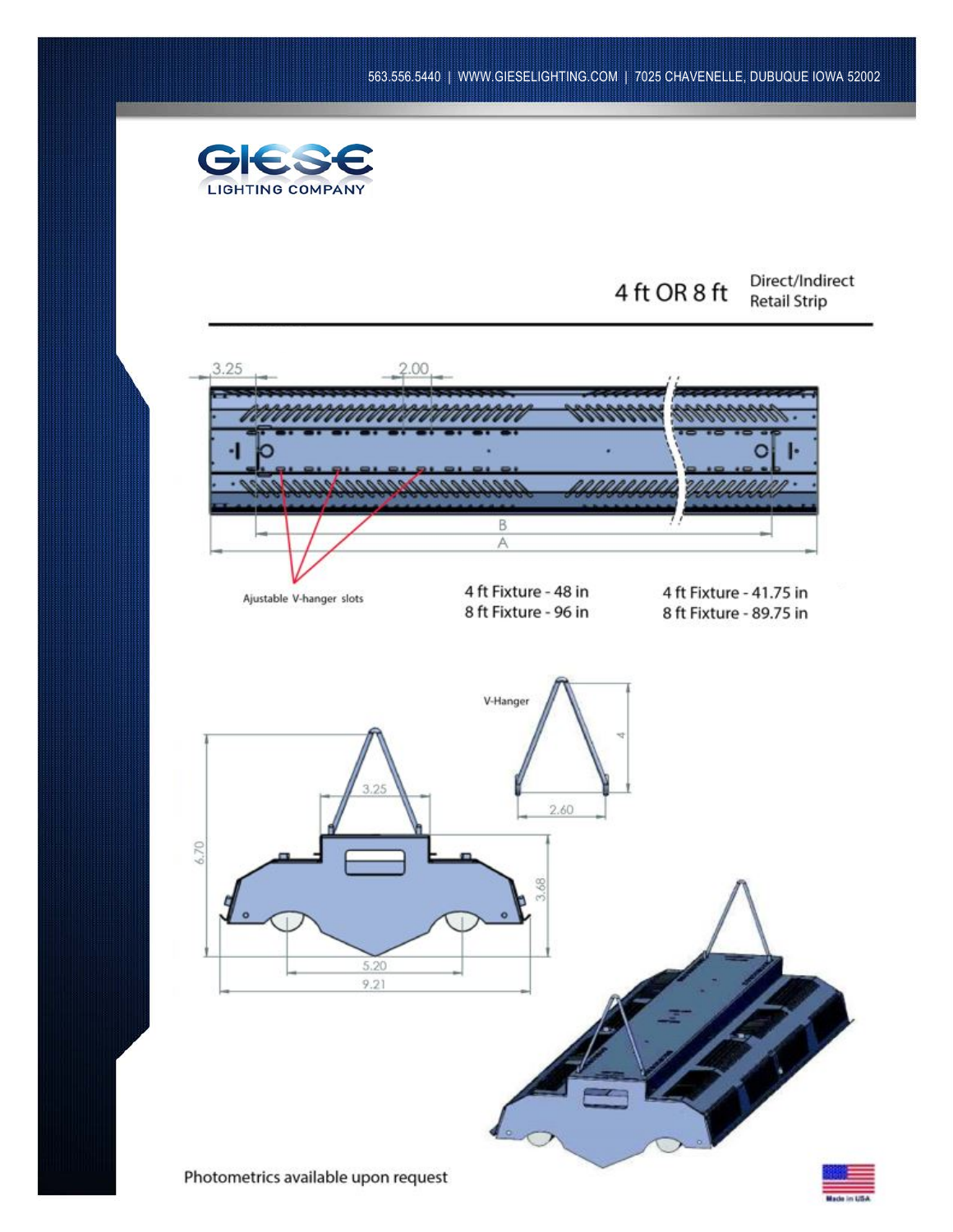# GIESE LIGHTING COMPANY

## 4 ft OR 8 ft Direct/Indirect Retail Strip

3.25

2.00

B

A

Ajustable V-hanger slots

4 ft Fixture - 48 in
8 ft Fixture - 96 in

4 ft Fixture - 41.75 in
8 ft Fixture - 89.75 in

V-Hanger

4

2.60

3.25

6.70

3.68

5.20

9.21

Photometrics available upon request

Made in USA